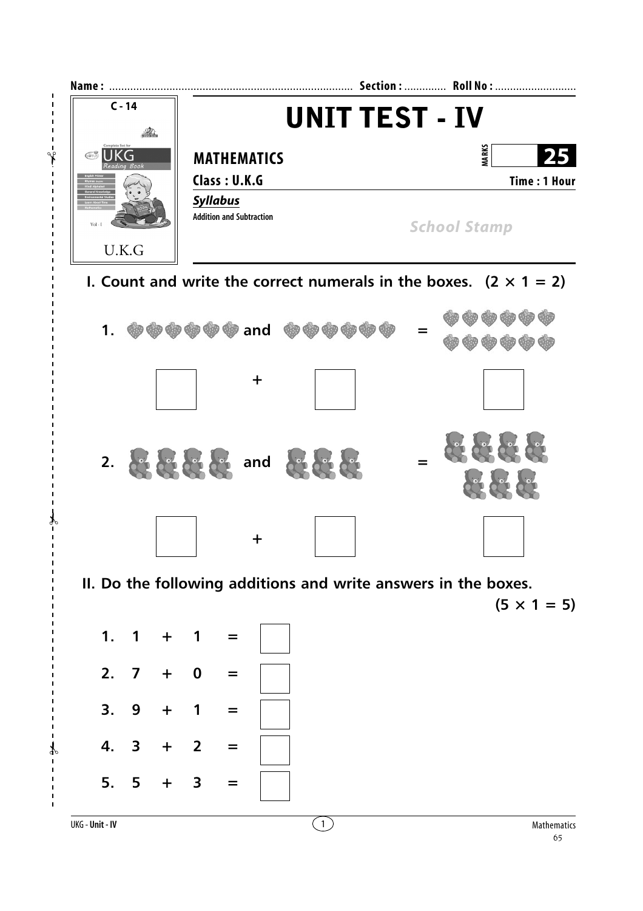Name : ............................................................................ Section : ............. Roll No : ..........................

C - 14

UKG Reading Book

U.K.G

# UNIT TEST - IV

**MATHEMATICS** MARKS **25**

**Class : U.K.G** **Time : 1 Hour**

***Syllabus***

**Addition and Subtraction**

*School Stamp*

## I. Count and write the correct numerals in the boxes. (2 × 1 = 2)

1. and =

☐ + ☐ ☐

2. and =

☐ + ☐ ☐

## II. Do the following additions and write answers in the boxes. (5 × 1 = 5)

1. 1 + 1 = ☐
2. 7 + 0 = ☐
3. 9 + 1 = ☐
4. 3 + 2 = ☐
5. 5 + 3 = ☐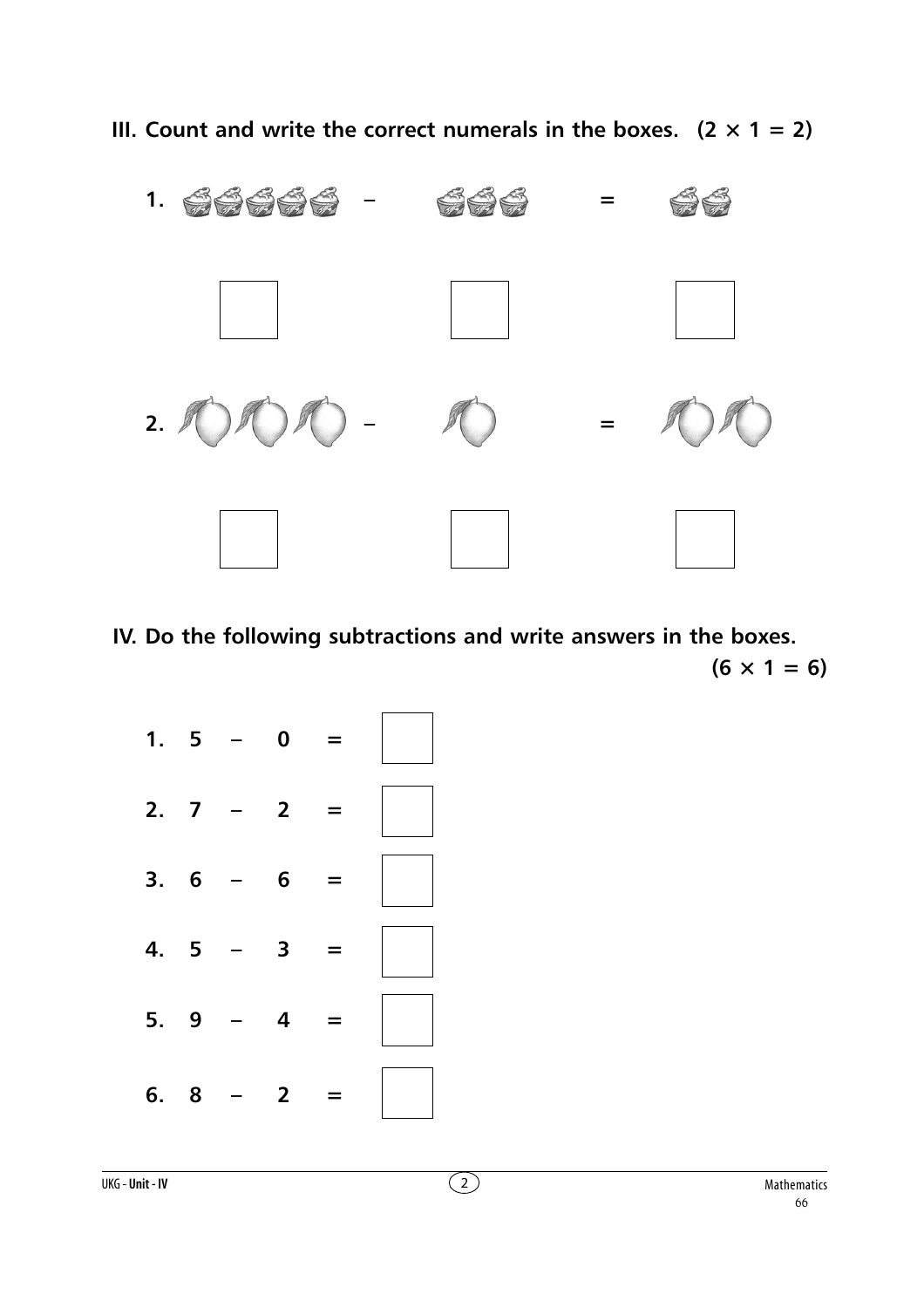**III. Count and write the correct numerals in the boxes. $(2 \times 1 = 2)$**

1. – =

2. – =

**IV. Do the following subtractions and write answers in the boxes.**
**$(6 \times 1 = 6)$**

1. 5 – 0 =
2. 7 – 2 =
3. 6 – 6 =
4. 5 – 3 =
5. 9 – 4 =
6. 8 – 2 =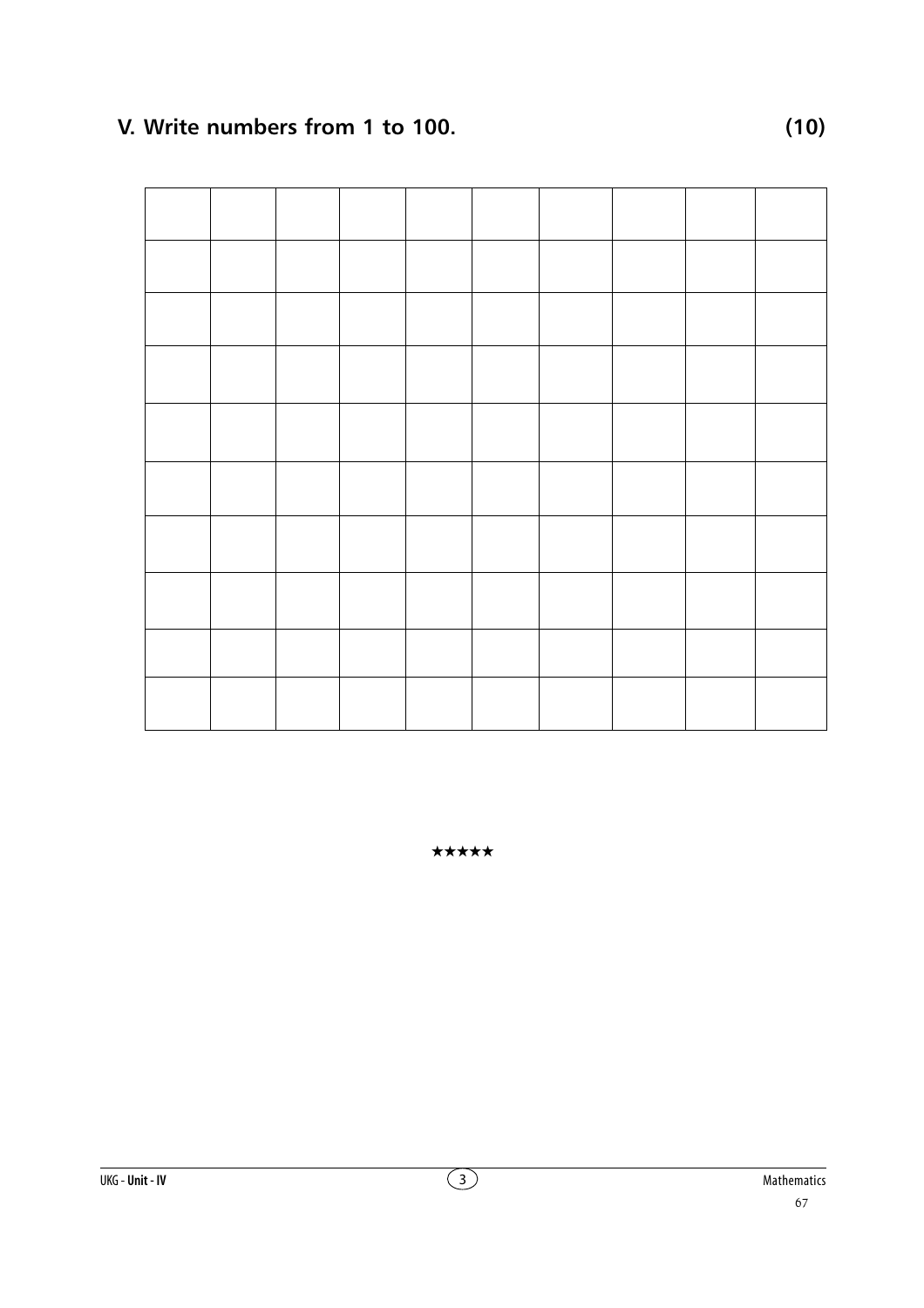## V. Write numbers from 1 to 100. (10)

| | | | | | | | | | |
|---|---|---|---|---|---|---|---|---|---|
| | | | | | | | | | |
| | | | | | | | | | |
| | | | | | | | | | |
| | | | | | | | | | |
| | | | | | | | | | |
| | | | | | | | | | |
| | | | | | | | | | |
| | | | | | | | | | |
| | | | | | | | | | |
| | | | | | | | | | |

★★★★★